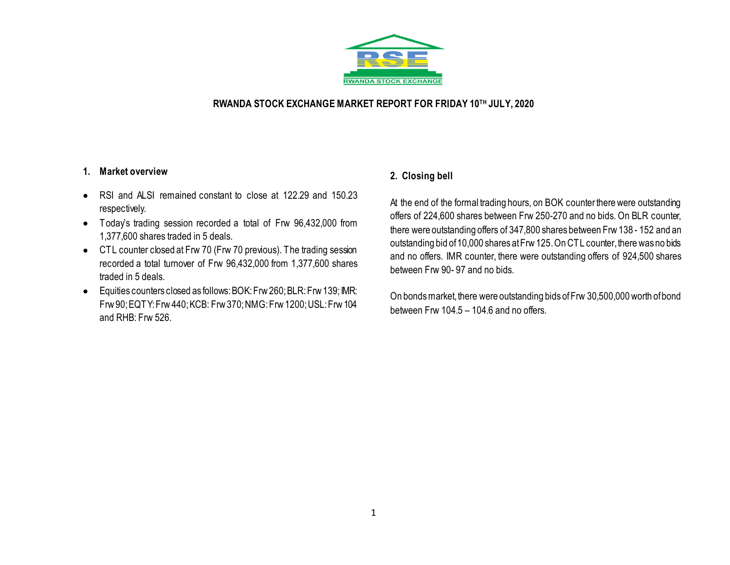RWANDA STOCK EXCHANGE

# RWANDA STOCK EXCHANGE MARKET REPORT FOR FRIDAY 10TH JULY, 2020

## 1. Market overview

- RSI and ALSI remained constant to close at 122.29 and 150.23 respectively.
- Today's trading session recorded a total of Frw 96,432,000 from 1,377,600 shares traded in 5 deals.
- CTL counter closed at Frw 70 (Frw 70 previous). The trading session recorded a total turnover of Frw 96,432,000 from 1,377,600 shares traded in 5 deals.
- Equities counters closed as follows: BOK: Frw 260; BLR: Frw 139; IMR: Frw 90; EQTY: Frw 440; KCB: Frw 370; NMG: Frw 1200; USL: Frw 104 and RHB: Frw 526.

## 2. Closing bell

At the end of the formal trading hours, on BOK counter there were outstanding offers of 224,600 shares between Frw 250-270 and no bids. On BLR counter, there were outstanding offers of 347,800 shares between Frw 138 - 152 and an outstanding bid of 10,000 shares at Frw 125. On CTL counter, there was no bids and no offers. IMR counter, there were outstanding offers of 924,500 shares between Frw 90- 97 and no bids.

On bonds market, there were outstanding bids of Frw 30,500,000 worth of bond between Frw 104.5 – 104.6 and no offers.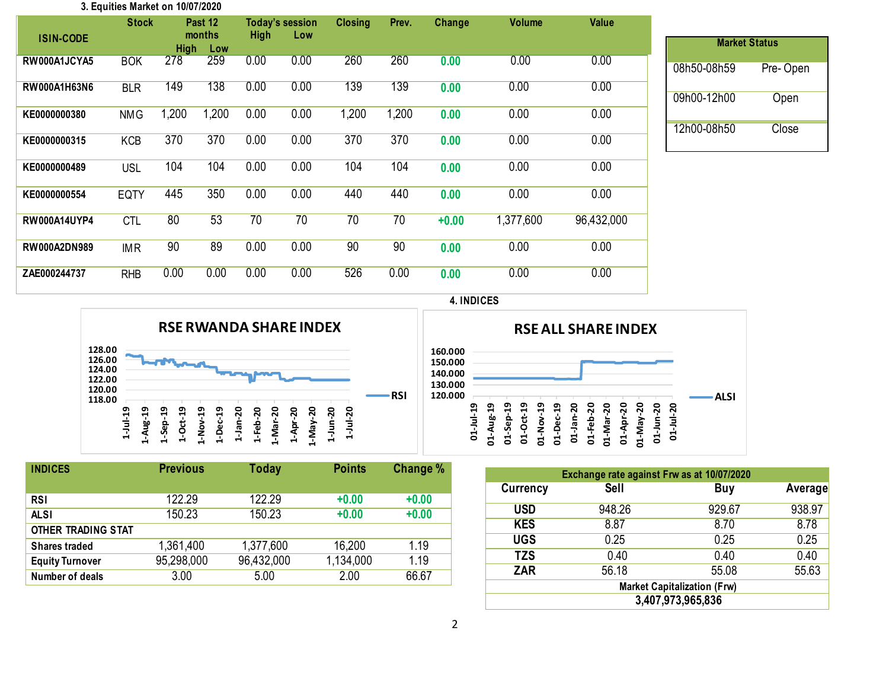### 3. Equities Market on 10/07/2020

| ISIN-CODE | Stock | Past 12 months High | Past 12 months Low | Today's session High | Today's session Low | Closing | Prev. | Change | Volume | Value |
|---|---|---|---|---|---|---|---|---|---|---|
| RW000A1JCYA5 | BOK | 278 | 259 | 0.00 | 0.00 | 260 | 260 | 0.00 | 0.00 | 0.00 |
| RW000A1H63N6 | BLR | 149 | 138 | 0.00 | 0.00 | 139 | 139 | 0.00 | 0.00 | 0.00 |
| KE0000000380 | NMG | 1,200 | 1,200 | 0.00 | 0.00 | 1,200 | 1,200 | 0.00 | 0.00 | 0.00 |
| KE0000000315 | KCB | 370 | 370 | 0.00 | 0.00 | 370 | 370 | 0.00 | 0.00 | 0.00 |
| KE0000000489 | USL | 104 | 104 | 0.00 | 0.00 | 104 | 104 | 0.00 | 0.00 | 0.00 |
| KE0000000554 | EQTY | 445 | 350 | 0.00 | 0.00 | 440 | 440 | 0.00 | 0.00 | 0.00 |
| RW000A14UYP4 | CTL | 80 | 53 | 70 | 70 | 70 | 70 | +0.00 | 1,377,600 | 96,432,000 |
| RW000A2DN989 | IMR | 90 | 89 | 0.00 | 0.00 | 90 | 90 | 0.00 | 0.00 | 0.00 |
| ZAE000244737 | RHB | 0.00 | 0.00 | 0.00 | 0.00 | 526 | 0.00 | 0.00 | 0.00 | 0.00 |

| Market Status | |
|---|---|
| 08h50-08h59 | Pre- Open |
| 09h00-12h00 | Open |
| 12h00-08h50 | Close |

### 4. INDICES

**RSE RWANDA SHARE INDEX**

**RSE ALL SHARE INDEX**

| INDICES | Previous | Today | Points | Change % |
|---|---|---|---|---|
| RSI | 122.29 | 122.29 | +0.00 | +0.00 |
| ALSI | 150.23 | 150.23 | +0.00 | +0.00 |
| OTHER TRADING STAT | | | | |
| Shares traded | 1,361,400 | 1,377,600 | 16,200 | 1.19 |
| Equity Turnover | 95,298,000 | 96,432,000 | 1,134,000 | 1.19 |
| Number of deals | 3.00 | 5.00 | 2.00 | 66.67 |

| Exchange rate against Frw as at 10/07/2020 | | | |
|---|---|---|---|
| Currency | Sell | Buy | Average |
| USD | 948.26 | 929.67 | 938.97 |
| KES | 8.87 | 8.70 | 8.78 |
| UGS | 0.25 | 0.25 | 0.25 |
| TZS | 0.40 | 0.40 | 0.40 |
| ZAR | 56.18 | 55.08 | 55.63 |
| Market Capitalization (Frw) | | | |
| 3,407,973,965,836 | | | |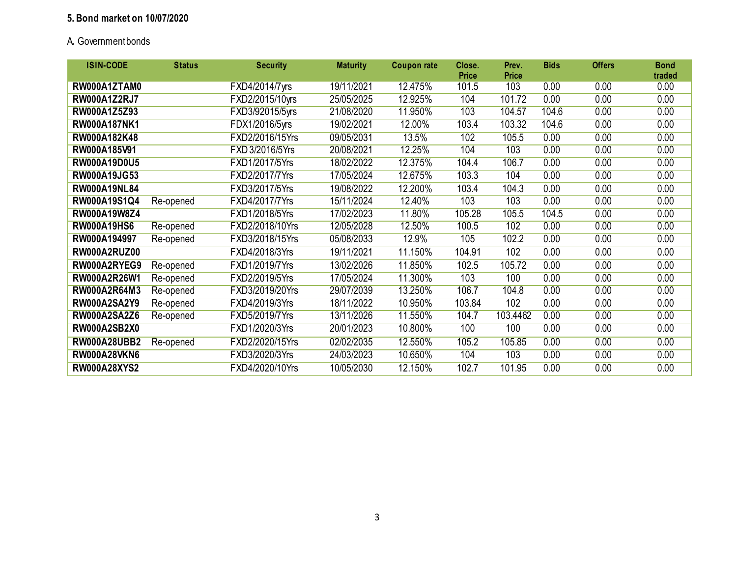**5. Bond market on 10/07/2020**

A. Governmentbonds

| ISIN-CODE | Status | Security | Maturity | Coupon rate | Close. Price | Prev. Price | Bids | Offers | Bond traded |
|---|---|---|---|---|---|---|---|---|---|
| **RW000A1ZTAM0** | | FXD4/2014/7yrs | 19/11/2021 | 12.475% | 101.5 | 103 | 0.00 | 0.00 | 0.00 |
| **RW000A1Z2RJ7** | | FXD2/2015/10yrs | 25/05/2025 | 12.925% | 104 | 101.72 | 0.00 | 0.00 | 0.00 |
| **RW000A1Z5Z93** | | FXD3/92015/5yrs | 21/08/2020 | 11.950% | 103 | 104.57 | 104.6 | 0.00 | 0.00 |
| **RW000A187NK1** | | FDX1/2016/5yrs | 19/02/2021 | 12.00% | 103.4 | 103.32 | 104.6 | 0.00 | 0.00 |
| **RW000A182K48** | | FXD2/2016/15Yrs | 09/05/2031 | 13.5% | 102 | 105.5 | 0.00 | 0.00 | 0.00 |
| **RW000A185V91** | | FXD 3/2016/5Yrs | 20/08/2021 | 12.25% | 104 | 103 | 0.00 | 0.00 | 0.00 |
| **RW000A19D0U5** | | FXD1/2017/5Yrs | 18/02/2022 | 12.375% | 104.4 | 106.7 | 0.00 | 0.00 | 0.00 |
| **RW000A19JG53** | | FXD2/2017/7Yrs | 17/05/2024 | 12.675% | 103.3 | 104 | 0.00 | 0.00 | 0.00 |
| **RW000A19NL84** | | FXD3/2017/5Yrs | 19/08/2022 | 12.200% | 103.4 | 104.3 | 0.00 | 0.00 | 0.00 |
| **RW000A19S1Q4** | Re-opened | FXD4/2017/7Yrs | 15/11/2024 | 12.40% | 103 | 103 | 0.00 | 0.00 | 0.00 |
| **RW000A19W8Z4** | | FXD1/2018/5Yrs | 17/02/2023 | 11.80% | 105.28 | 105.5 | 104.5 | 0.00 | 0.00 |
| **RW000A19HS6** | Re-opened | FXD2/2018/10Yrs | 12/05/2028 | 12.50% | 100.5 | 102 | 0.00 | 0.00 | 0.00 |
| **RW000A194997** | Re-opened | FXD3/2018/15Yrs | 05/08/2033 | 12.9% | 105 | 102.2 | 0.00 | 0.00 | 0.00 |
| **RW000A2RUZ00** | | FXD4/2018/3Yrs | 19/11/2021 | 11.150% | 104.91 | 102 | 0.00 | 0.00 | 0.00 |
| **RW000A2RYEG9** | Re-opened | FXD1/2019/7Yrs | 13/02/2026 | 11.850% | 102.5 | 105.72 | 0.00 | 0.00 | 0.00 |
| **RW000A2R26W1** | Re-opened | FXD2/2019/5Yrs | 17/05/2024 | 11.300% | 103 | 100 | 0.00 | 0.00 | 0.00 |
| **RW000A2R64M3** | Re-opened | FXD3/2019/20Yrs | 29/07/2039 | 13.250% | 106.7 | 104.8 | 0.00 | 0.00 | 0.00 |
| **RW000A2SA2Y9** | Re-opened | FXD4/2019/3Yrs | 18/11/2022 | 10.950% | 103.84 | 102 | 0.00 | 0.00 | 0.00 |
| **RW000A2SA2Z6** | Re-opened | FXD5/2019/7Yrs | 13/11/2026 | 11.550% | 104.7 | 103.4462 | 0.00 | 0.00 | 0.00 |
| **RW000A2SB2X0** | | FXD1/2020/3Yrs | 20/01/2023 | 10.800% | 100 | 100 | 0.00 | 0.00 | 0.00 |
| **RW000A28UBB2** | Re-opened | FXD2/2020/15Yrs | 02/02/2035 | 12.550% | 105.2 | 105.85 | 0.00 | 0.00 | 0.00 |
| **RW000A28VKN6** | | FXD3/2020/3Yrs | 24/03/2023 | 10.650% | 104 | 103 | 0.00 | 0.00 | 0.00 |
| **RW000A28XYS2** | | FXD4/2020/10Yrs | 10/05/2030 | 12.150% | 102.7 | 101.95 | 0.00 | 0.00 | 0.00 |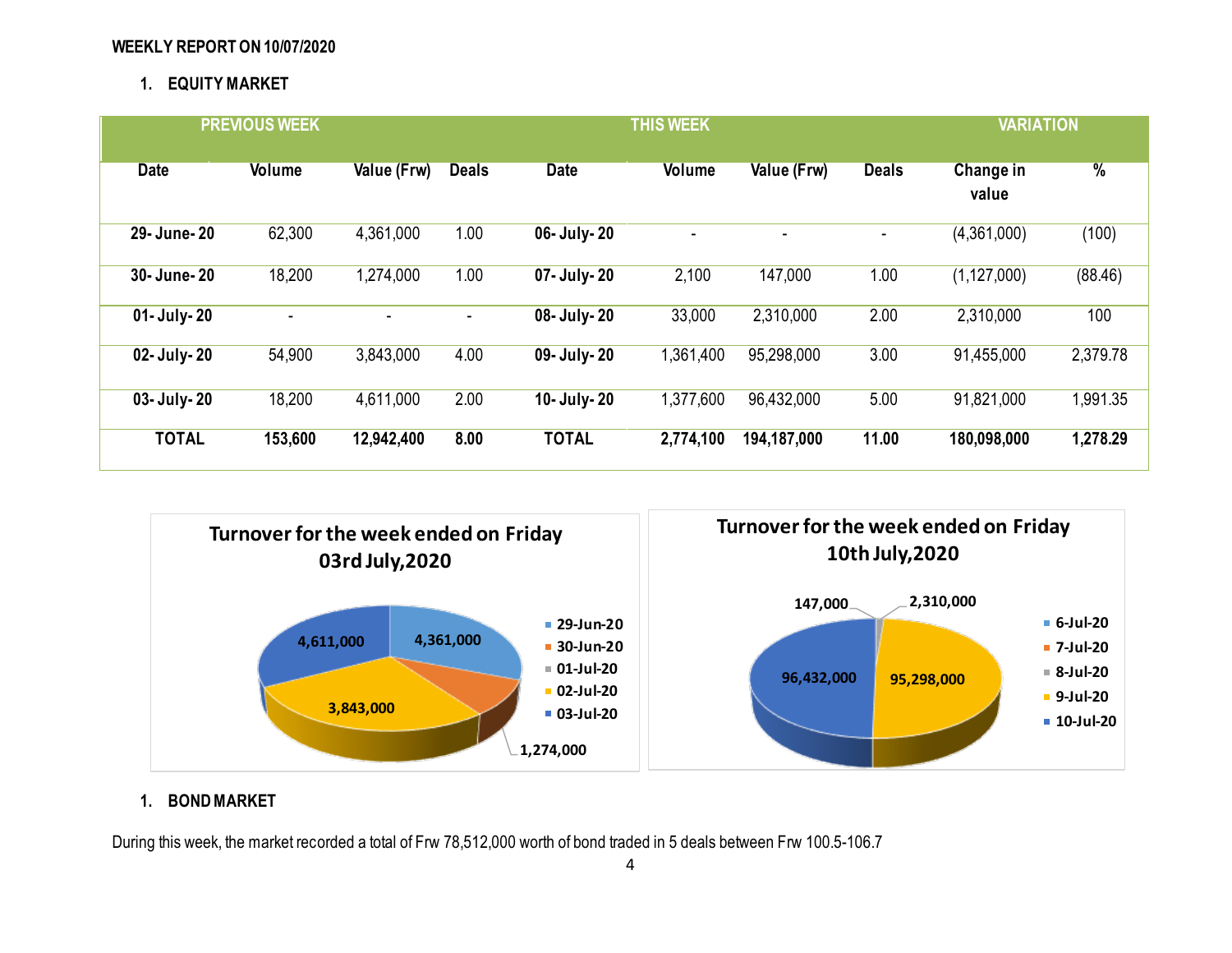**WEEKLY REPORT ON 10/07/2020**

## 1. EQUITY MARKET

| PREVIOUS WEEK | | | | THIS WEEK | | | | VARIATION | |
|---|---|---|---|---|---|---|---|---|---|
| Date | Volume | Value (Frw) | Deals | Date | Volume | Value (Frw) | Deals | Change in value | % |
| **29- June- 20** | 62,300 | 4,361,000 | 1.00 | **06- July- 20** | - | - | - | (4,361,000) | (100) |
| **30- June- 20** | 18,200 | 1,274,000 | 1.00 | **07- July- 20** | 2,100 | 147,000 | 1.00 | (1,127,000) | (88.46) |
| **01- July- 20** | - | - | - | **08- July- 20** | 33,000 | 2,310,000 | 2.00 | 2,310,000 | 100 |
| **02- July- 20** | 54,900 | 3,843,000 | 4.00 | **09- July- 20** | 1,361,400 | 95,298,000 | 3.00 | 91,455,000 | 2,379.78 |
| **03- July- 20** | 18,200 | 4,611,000 | 2.00 | **10- July- 20** | 1,377,600 | 96,432,000 | 5.00 | 91,821,000 | 1,991.35 |
| **TOTAL** | **153,600** | **12,942,400** | **8.00** | **TOTAL** | **2,774,100** | **194,187,000** | **11.00** | **180,098,000** | **1,278.29** |

**Turnover for the week ended on Friday 03rd July,2020**

- 29-Jun-20: 4,361,000
- 30-Jun-20: 1,274,000
- 01-Jul-20
- 02-Jul-20: 3,843,000
- 03-Jul-20: 4,611,000

**Turnover for the week ended on Friday 10th July,2020**

- 6-Jul-20
- 7-Jul-20: 147,000
- 8-Jul-20: 2,310,000
- 9-Jul-20: 95,298,000
- 10-Jul-20: 96,432,000

## 1. BOND MARKET

During this week, the market recorded a total of Frw 78,512,000 worth of bond traded in 5 deals between Frw 100.5-106.7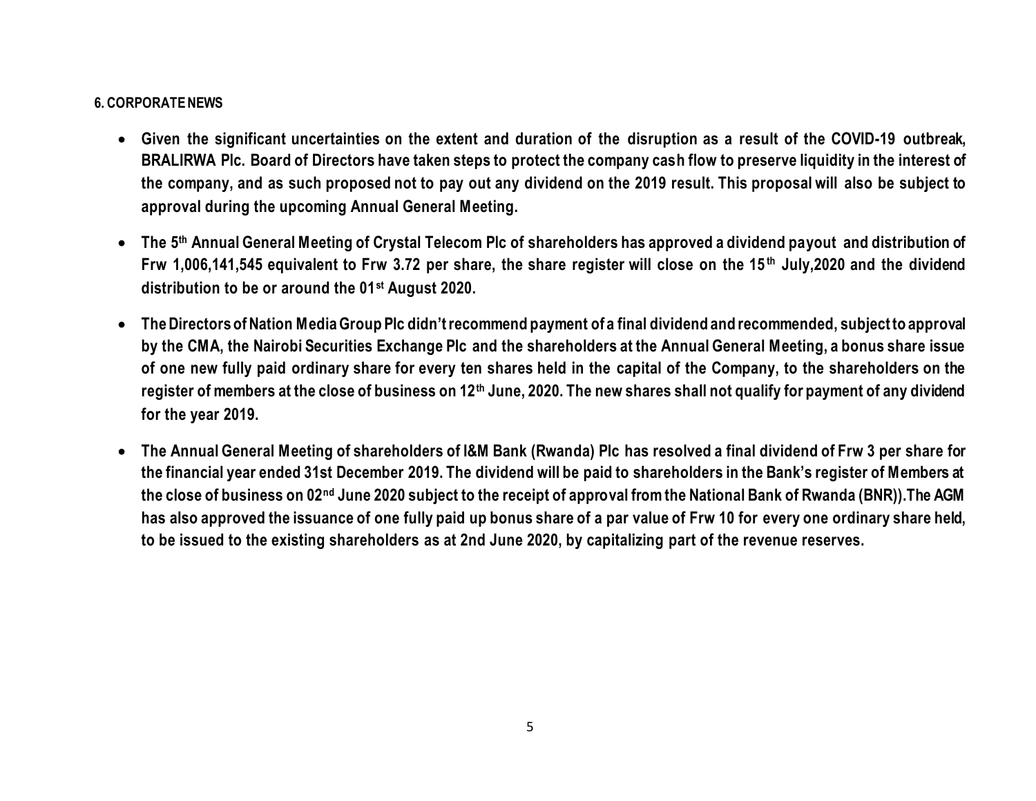#### 6. CORPORATE NEWS

- **Given the significant uncertainties on the extent and duration of the disruption as a result of the COVID-19 outbreak, BRALIRWA Plc. Board of Directors have taken steps to protect the company cash flow to preserve liquidity in the interest of the company, and as such proposed not to pay out any dividend on the 2019 result. This proposal will also be subject to approval during the upcoming Annual General Meeting.**

- **The 5th Annual General Meeting of Crystal Telecom Plc of shareholders has approved a dividend payout and distribution of Frw 1,006,141,545 equivalent to Frw 3.72 per share, the share register will close on the 15th July,2020 and the dividend distribution to be or around the 01st August 2020.**

- **The Directors of Nation Media Group Plc didn't recommend payment of a final dividend and recommended, subject to approval by the CMA, the Nairobi Securities Exchange Plc and the shareholders at the Annual General Meeting, a bonus share issue of one new fully paid ordinary share for every ten shares held in the capital of the Company, to the shareholders on the register of members at the close of business on 12th June, 2020. The new shares shall not qualify for payment of any dividend for the year 2019.**

- **The Annual General Meeting of shareholders of I&M Bank (Rwanda) Plc has resolved a final dividend of Frw 3 per share for the financial year ended 31st December 2019. The dividend will be paid to shareholders in the Bank's register of Members at the close of business on 02nd June 2020 subject to the receipt of approval from the National Bank of Rwanda (BNR)).The AGM has also approved the issuance of one fully paid up bonus share of a par value of Frw 10 for every one ordinary share held, to be issued to the existing shareholders as at 2nd June 2020, by capitalizing part of the revenue reserves.**